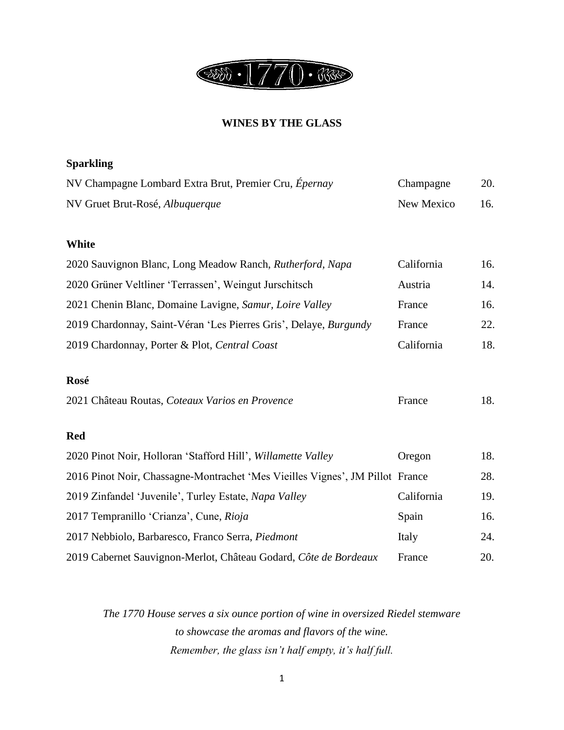# 1770

## WINES BY THE GLASS

### Sparkling

| | | |
|---|---|---|
| NV Champagne Lombard Extra Brut, Premier Cru, *Épernay* | Champagne | 20. |
| NV Gruet Brut-Rosé, *Albuquerque* | New Mexico | 16. |

### White

| | | |
|---|---|---|
| 2020 Sauvignon Blanc, Long Meadow Ranch, *Rutherford, Napa* | California | 16. |
| 2020 Grüner Veltliner 'Terrassen', Weingut Jurschitsch | Austria | 14. |
| 2021 Chenin Blanc, Domaine Lavigne, *Samur, Loire Valley* | France | 16. |
| 2019 Chardonnay, Saint-Véran 'Les Pierres Gris', Delaye, *Burgundy* | France | 22. |
| 2019 Chardonnay, Porter & Plot, *Central Coast* | California | 18. |

### Rosé

| | | |
|---|---|---|
| 2021 Château Routas, *Coteaux Varios en Provence* | France | 18. |

### Red

| | | |
|---|---|---|
| 2020 Pinot Noir, Holloran 'Stafford Hill', *Willamette Valley* | Oregon | 18. |
| 2016 Pinot Noir, Chassagne-Montrachet 'Mes Vieilles Vignes', JM Pillot | France | 28. |
| 2019 Zinfandel 'Juvenile', Turley Estate, *Napa Valley* | California | 19. |
| 2017 Tempranillo 'Crianza', Cune, *Rioja* | Spain | 16. |
| 2017 Nebbiolo, Barbaresco, Franco Serra, *Piedmont* | Italy | 24. |
| 2019 Cabernet Sauvignon-Merlot, Château Godard, *Côte de Bordeaux* | France | 20. |

*The 1770 House serves a six ounce portion of wine in oversized Riedel stemware*
*to showcase the aromas and flavors of the wine.*
*Remember, the glass isn't half empty, it's half full.*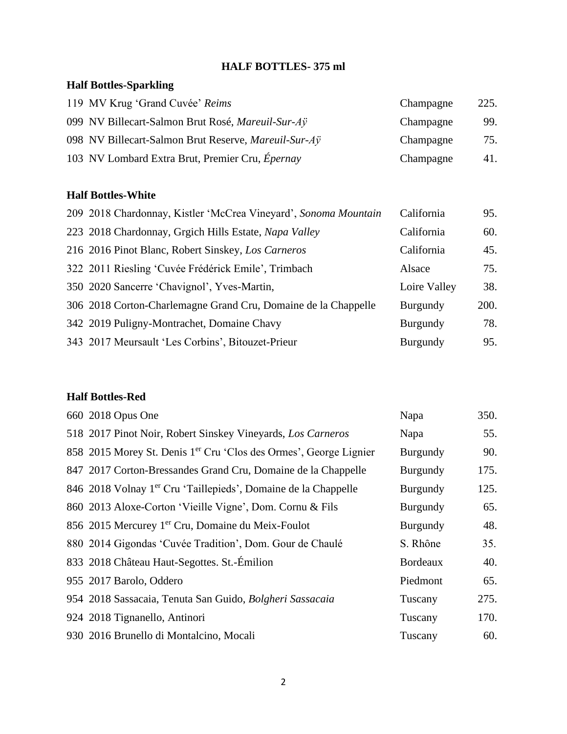# HALF BOTTLES- 375 ml

## Half Bottles-Sparkling

| | | | |
|---|---|---|---|
| 119 | MV Krug 'Grand Cuvée' *Reims* | Champagne | 225. |
| 099 | NV Billecart-Salmon Brut Rosé, *Mareuil-Sur-Aÿ* | Champagne | 99. |
| 098 | NV Billecart-Salmon Brut Reserve, *Mareuil-Sur-Aÿ* | Champagne | 75. |
| 103 | NV Lombard Extra Brut, Premier Cru, *Épernay* | Champagne | 41. |

## Half Bottles-White

| | | | |
|---|---|---|---|
| 209 | 2018 Chardonnay, Kistler 'McCrea Vineyard', *Sonoma Mountain* | California | 95. |
| 223 | 2018 Chardonnay, Grgich Hills Estate, *Napa Valley* | California | 60. |
| 216 | 2016 Pinot Blanc, Robert Sinskey, *Los Carneros* | California | 45. |
| 322 | 2011 Riesling 'Cuvée Frédérick Emile', Trimbach | Alsace | 75. |
| 350 | 2020 Sancerre 'Chavignol', Yves-Martin, | Loire Valley | 38. |
| 306 | 2018 Corton-Charlemagne Grand Cru, Domaine de la Chappelle | Burgundy | 200. |
| 342 | 2019 Puligny-Montrachet, Domaine Chavy | Burgundy | 78. |
| 343 | 2017 Meursault 'Les Corbins', Bitouzet-Prieur | Burgundy | 95. |

## Half Bottles-Red

| | | | |
|---|---|---|---|
| 660 | 2018 Opus One | Napa | 350. |
| 518 | 2017 Pinot Noir, Robert Sinskey Vineyards, *Los Carneros* | Napa | 55. |
| 858 | 2015 Morey St. Denis 1er Cru 'Clos des Ormes', George Lignier | Burgundy | 90. |
| 847 | 2017 Corton-Bressandes Grand Cru, Domaine de la Chappelle | Burgundy | 175. |
| 846 | 2018 Volnay 1er Cru 'Taillepieds', Domaine de la Chappelle | Burgundy | 125. |
| 860 | 2013 Aloxe-Corton 'Vieille Vigne', Dom. Cornu & Fils | Burgundy | 65. |
| 856 | 2015 Mercurey 1er Cru, Domaine du Meix-Foulot | Burgundy | 48. |
| 880 | 2014 Gigondas 'Cuvée Tradition', Dom. Gour de Chaulé | S. Rhône | 35. |
| 833 | 2018 Château Haut-Segottes. St.-Émilion | Bordeaux | 40. |
| 955 | 2017 Barolo, Oddero | Piedmont | 65. |
| 954 | 2018 Sassacaia, Tenuta San Guido, *Bolgheri Sassacaia* | Tuscany | 275. |
| 924 | 2018 Tignanello, Antinori | Tuscany | 170. |
| 930 | 2016 Brunello di Montalcino, Mocali | Tuscany | 60. |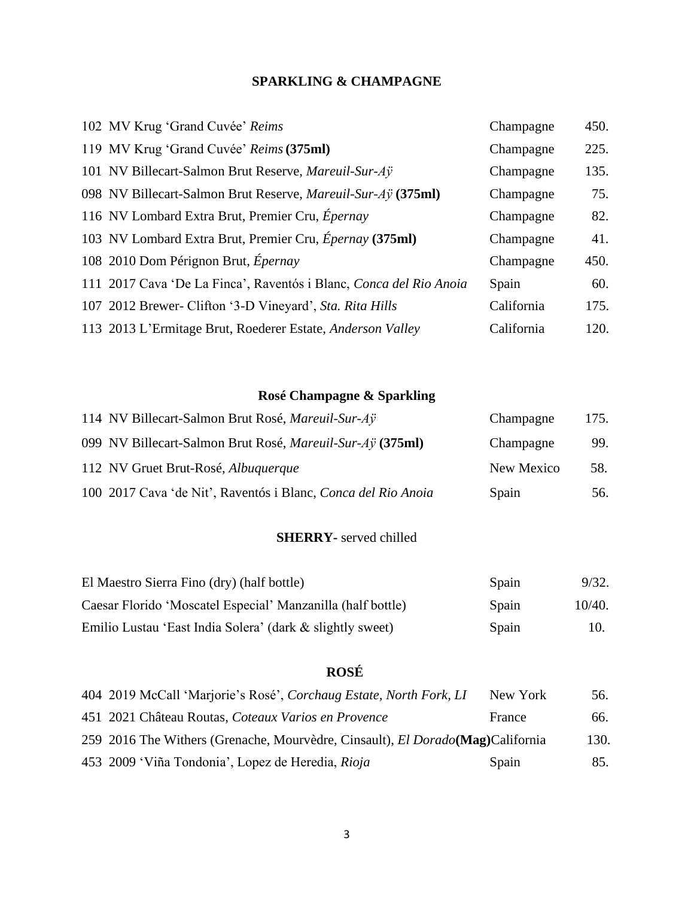## SPARKLING & CHAMPAGNE

| | | |
|---|---|---|
| 102 MV Krug 'Grand Cuvée' *Reims* | Champagne | 450. |
| 119 MV Krug 'Grand Cuvée' *Reims* **(375ml)** | Champagne | 225. |
| 101 NV Billecart-Salmon Brut Reserve, *Mareuil-Sur-Aÿ* | Champagne | 135. |
| 098 NV Billecart-Salmon Brut Reserve, *Mareuil-Sur-Aÿ* **(375ml)** | Champagne | 75. |
| 116 NV Lombard Extra Brut, Premier Cru, *Épernay* | Champagne | 82. |
| 103 NV Lombard Extra Brut, Premier Cru, *Épernay* **(375ml)** | Champagne | 41. |
| 108 2010 Dom Pérignon Brut, *Épernay* | Champagne | 450. |
| 111 2017 Cava 'De La Finca', Raventós i Blanc, *Conca del Rio Anoia* | Spain | 60. |
| 107 2012 Brewer- Clifton '3-D Vineyard', *Sta. Rita Hills* | California | 175. |
| 113 2013 L'Ermitage Brut, Roederer Estate, *Anderson Valley* | California | 120. |

## Rosé Champagne & Sparkling

| | | |
|---|---|---|
| 114 NV Billecart-Salmon Brut Rosé, *Mareuil-Sur-Aÿ* | Champagne | 175. |
| 099 NV Billecart-Salmon Brut Rosé, *Mareuil-Sur-Aÿ* **(375ml)** | Champagne | 99. |
| 112 NV Gruet Brut-Rosé, *Albuquerque* | New Mexico | 58. |
| 100 2017 Cava 'de Nit', Raventós i Blanc, *Conca del Rio Anoia* | Spain | 56. |

## **SHERRY**- served chilled

| | | |
|---|---|---|
| El Maestro Sierra Fino (dry) (half bottle) | Spain | 9/32. |
| Caesar Florido 'Moscatel Especial' Manzanilla (half bottle) | Spain | 10/40. |
| Emilio Lustau 'East India Solera' (dark & slightly sweet) | Spain | 10. |

## ROSÉ

| | | |
|---|---|---|
| 404 2019 McCall 'Marjorie's Rosé', *Corchaug Estate, North Fork, LI* | New York | 56. |
| 451 2021 Château Routas, *Coteaux Varios en Provence* | France | 66. |
| 259 2016 The Withers (Grenache, Mourvèdre, Cinsault), *El Dorado* **(Mag)** | California | 130. |
| 453 2009 'Viña Tondonia', Lopez de Heredia, *Rioja* | Spain | 85. |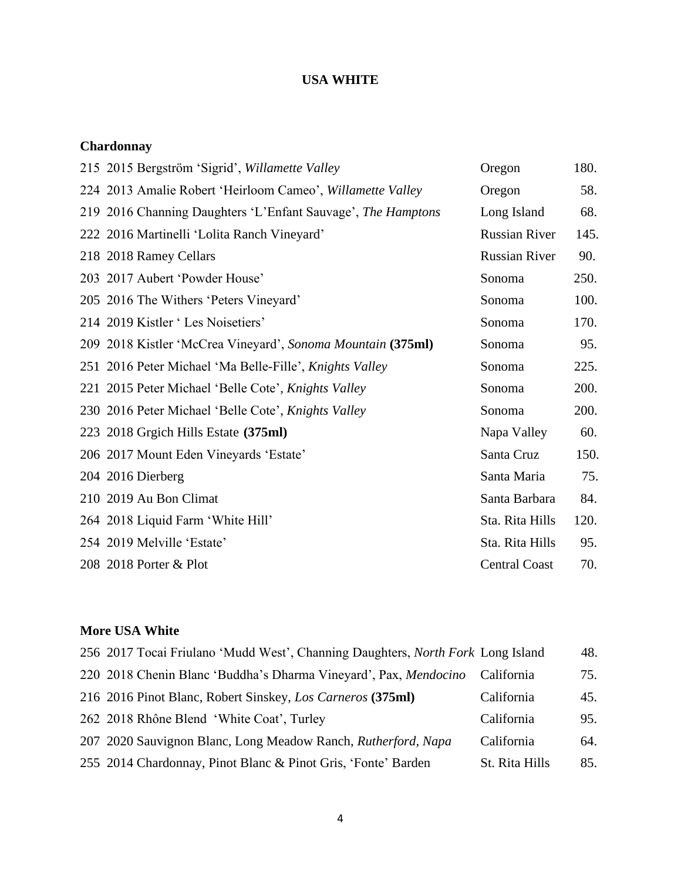# USA WHITE

## Chardonnay

| | | | |
|---|---|---|---|
| 215 | 2015 Bergström 'Sigrid', *Willamette Valley* | Oregon | 180. |
| 224 | 2013 Amalie Robert 'Heirloom Cameo', *Willamette Valley* | Oregon | 58. |
| 219 | 2016 Channing Daughters 'L'Enfant Sauvage', *The Hamptons* | Long Island | 68. |
| 222 | 2016 Martinelli 'Lolita Ranch Vineyard' | Russian River | 145. |
| 218 | 2018 Ramey Cellars | Russian River | 90. |
| 203 | 2017 Aubert 'Powder House' | Sonoma | 250. |
| 205 | 2016 The Withers 'Peters Vineyard' | Sonoma | 100. |
| 214 | 2019 Kistler ' Les Noisetiers' | Sonoma | 170. |
| 209 | 2018 Kistler 'McCrea Vineyard', *Sonoma Mountain* **(375ml)** | Sonoma | 95. |
| 251 | 2016 Peter Michael 'Ma Belle-Fille', *Knights Valley* | Sonoma | 225. |
| 221 | 2015 Peter Michael 'Belle Cote', *Knights Valley* | Sonoma | 200. |
| 230 | 2016 Peter Michael 'Belle Cote', *Knights Valley* | Sonoma | 200. |
| 223 | 2018 Grgich Hills Estate **(375ml)** | Napa Valley | 60. |
| 206 | 2017 Mount Eden Vineyards 'Estate' | Santa Cruz | 150. |
| 204 | 2016 Dierberg | Santa Maria | 75. |
| 210 | 2019 Au Bon Climat | Santa Barbara | 84. |
| 264 | 2018 Liquid Farm 'White Hill' | Sta. Rita Hills | 120. |
| 254 | 2019 Melville 'Estate' | Sta. Rita Hills | 95. |
| 208 | 2018 Porter & Plot | Central Coast | 70. |

## More USA White

| | | | |
|---|---|---|---|
| 256 | 2017 Tocai Friulano 'Mudd West', Channing Daughters, *North Fork* | Long Island | 48. |
| 220 | 2018 Chenin Blanc 'Buddha's Dharma Vineyard', Pax, *Mendocino* | California | 75. |
| 216 | 2016 Pinot Blanc, Robert Sinskey, *Los Carneros* **(375ml)** | California | 45. |
| 262 | 2018 Rhône Blend 'White Coat', Turley | California | 95. |
| 207 | 2020 Sauvignon Blanc, Long Meadow Ranch, *Rutherford, Napa* | California | 64. |
| 255 | 2014 Chardonnay, Pinot Blanc & Pinot Gris, 'Fonte' Barden | St. Rita Hills | 85. |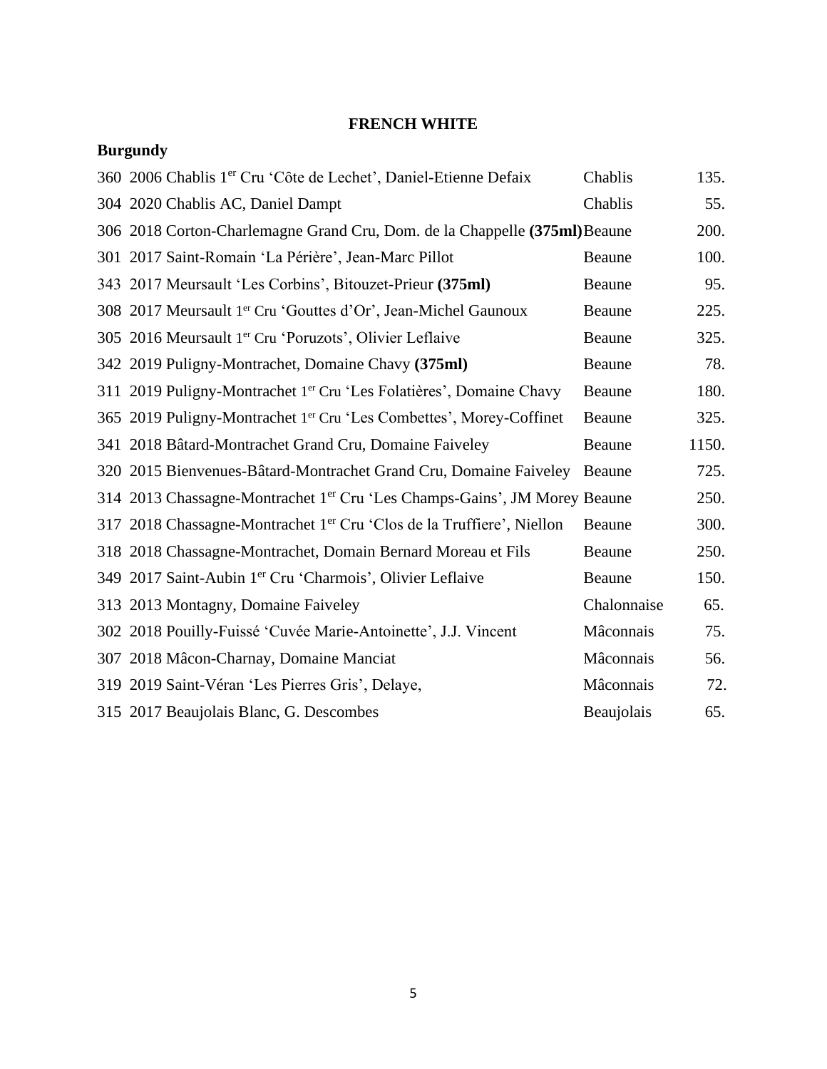# FRENCH WHITE

## Burgundy

| | | | |
|---|---|---|---|
| 360 | 2006 Chablis 1er Cru 'Côte de Lechet', Daniel-Etienne Defaix | Chablis | 135. |
| 304 | 2020 Chablis AC, Daniel Dampt | Chablis | 55. |
| 306 | 2018 Corton-Charlemagne Grand Cru, Dom. de la Chappelle **(375ml)** | Beaune | 200. |
| 301 | 2017 Saint-Romain 'La Périère', Jean-Marc Pillot | Beaune | 100. |
| 343 | 2017 Meursault 'Les Corbins', Bitouzet-Prieur **(375ml)** | Beaune | 95. |
| 308 | 2017 Meursault 1er Cru 'Gouttes d'Or', Jean-Michel Gaunoux | Beaune | 225. |
| 305 | 2016 Meursault 1er Cru 'Poruzots', Olivier Leflaive | Beaune | 325. |
| 342 | 2019 Puligny-Montrachet, Domaine Chavy **(375ml)** | Beaune | 78. |
| 311 | 2019 Puligny-Montrachet 1er Cru 'Les Folatières', Domaine Chavy | Beaune | 180. |
| 365 | 2019 Puligny-Montrachet 1er Cru 'Les Combettes', Morey-Coffinet | Beaune | 325. |
| 341 | 2018 Bâtard-Montrachet Grand Cru, Domaine Faiveley | Beaune | 1150. |
| 320 | 2015 Bienvenues-Bâtard-Montrachet Grand Cru, Domaine Faiveley | Beaune | 725. |
| 314 | 2013 Chassagne-Montrachet 1er Cru 'Les Champs-Gains', JM Morey | Beaune | 250. |
| 317 | 2018 Chassagne-Montrachet 1er Cru 'Clos de la Truffiere', Niellon | Beaune | 300. |
| 318 | 2018 Chassagne-Montrachet, Domain Bernard Moreau et Fils | Beaune | 250. |
| 349 | 2017 Saint-Aubin 1er Cru 'Charmois', Olivier Leflaive | Beaune | 150. |
| 313 | 2013 Montagny, Domaine Faiveley | Chalonnaise | 65. |
| 302 | 2018 Pouilly-Fuissé 'Cuvée Marie-Antoinette', J.J. Vincent | Mâconnais | 75. |
| 307 | 2018 Mâcon-Charnay, Domaine Manciat | Mâconnais | 56. |
| 319 | 2019 Saint-Véran 'Les Pierres Gris', Delaye, | Mâconnais | 72. |
| 315 | 2017 Beaujolais Blanc, G. Descombes | Beaujolais | 65. |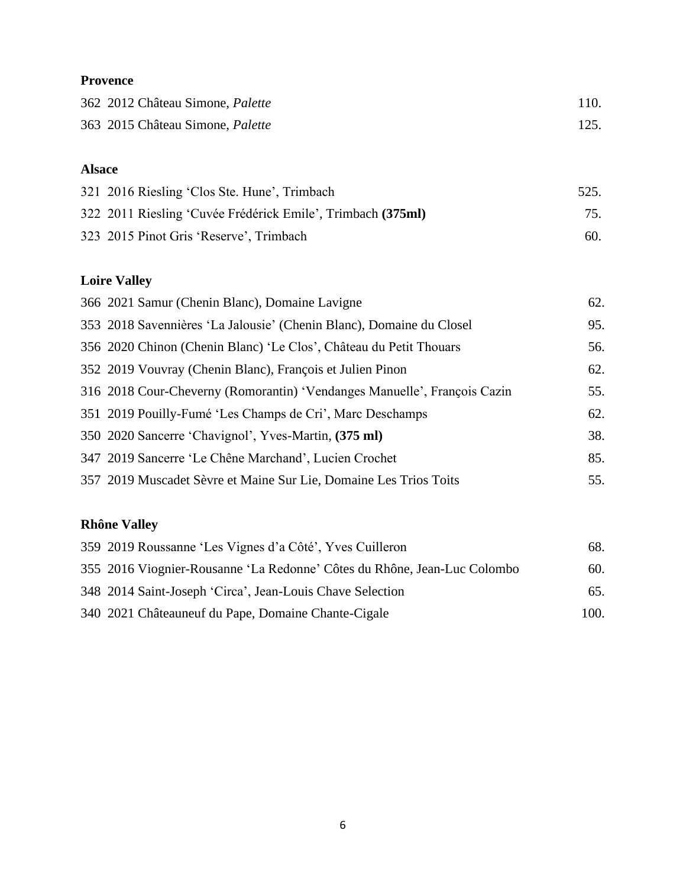**Provence**

| | |
|---|---|
| 362 2012 Château Simone, *Palette* | 110. |
| 363 2015 Château Simone, *Palette* | 125. |

**Alsace**

| | |
|---|---|
| 321 2016 Riesling 'Clos Ste. Hune', Trimbach | 525. |
| 322 2011 Riesling 'Cuvée Frédérick Emile', Trimbach **(375ml)** | 75. |
| 323 2015 Pinot Gris 'Reserve', Trimbach | 60. |

**Loire Valley**

| | |
|---|---|
| 366 2021 Samur (Chenin Blanc), Domaine Lavigne | 62. |
| 353 2018 Savennières 'La Jalousie' (Chenin Blanc), Domaine du Closel | 95. |
| 356 2020 Chinon (Chenin Blanc) 'Le Clos', Château du Petit Thouars | 56. |
| 352 2019 Vouvray (Chenin Blanc), François et Julien Pinon | 62. |
| 316 2018 Cour-Cheverny (Romorantin) 'Vendanges Manuelle', François Cazin | 55. |
| 351 2019 Pouilly-Fumé 'Les Champs de Cri', Marc Deschamps | 62. |
| 350 2020 Sancerre 'Chavignol', Yves-Martin, **(375 ml)** | 38. |
| 347 2019 Sancerre 'Le Chêne Marchand', Lucien Crochet | 85. |
| 357 2019 Muscadet Sèvre et Maine Sur Lie, Domaine Les Trios Toits | 55. |

**Rhône Valley**

| | |
|---|---|
| 359 2019 Roussanne 'Les Vignes d'a Côté', Yves Cuilleron | 68. |
| 355 2016 Viognier-Rousanne 'La Redonne' Côtes du Rhône, Jean-Luc Colombo | 60. |
| 348 2014 Saint-Joseph 'Circa', Jean-Louis Chave Selection | 65. |
| 340 2021 Châteauneuf du Pape, Domaine Chante-Cigale | 100. |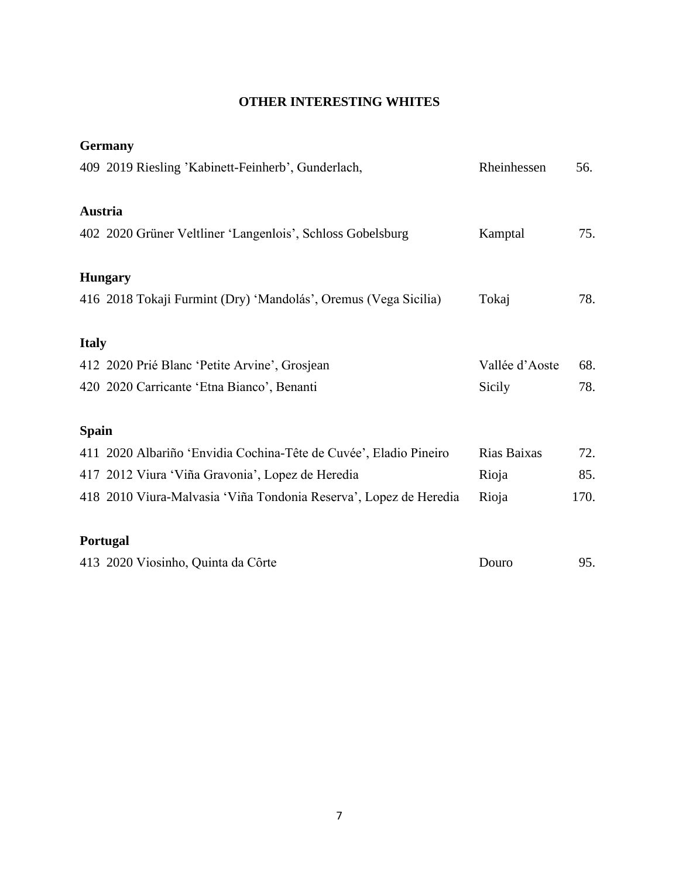# OTHER INTERESTING WHITES

**Germany**

| | | | |
|---|---|---|---|
| 409 | 2019 Riesling ’Kabinett-Feinherb’, Gunderlach, | Rheinhessen | 56. |

**Austria**

| | | | |
|---|---|---|---|
| 402 | 2020 Grüner Veltliner ‘Langenlois’, Schloss Gobelsburg | Kamptal | 75. |

**Hungary**

| | | | |
|---|---|---|---|
| 416 | 2018 Tokaji Furmint (Dry) ‘Mandolás’, Oremus (Vega Sicilia) | Tokaj | 78. |

**Italy**

| | | | |
|---|---|---|---|
| 412 | 2020 Prié Blanc ‘Petite Arvine’, Grosjean | Vallée d’Aoste | 68. |
| 420 | 2020 Carricante ‘Etna Bianco’, Benanti | Sicily | 78. |

**Spain**

| | | | |
|---|---|---|---|
| 411 | 2020 Albariño ‘Envidia Cochina-Tête de Cuvée’, Eladio Pineiro | Rias Baixas | 72. |
| 417 | 2012 Viura ‘Viña Gravonia’, Lopez de Heredia | Rioja | 85. |
| 418 | 2010 Viura-Malvasia ‘Viña Tondonia Reserva’, Lopez de Heredia | Rioja | 170. |

**Portugal**

| | | | |
|---|---|---|---|
| 413 | 2020 Viosinho, Quinta da Côrte | Douro | 95. |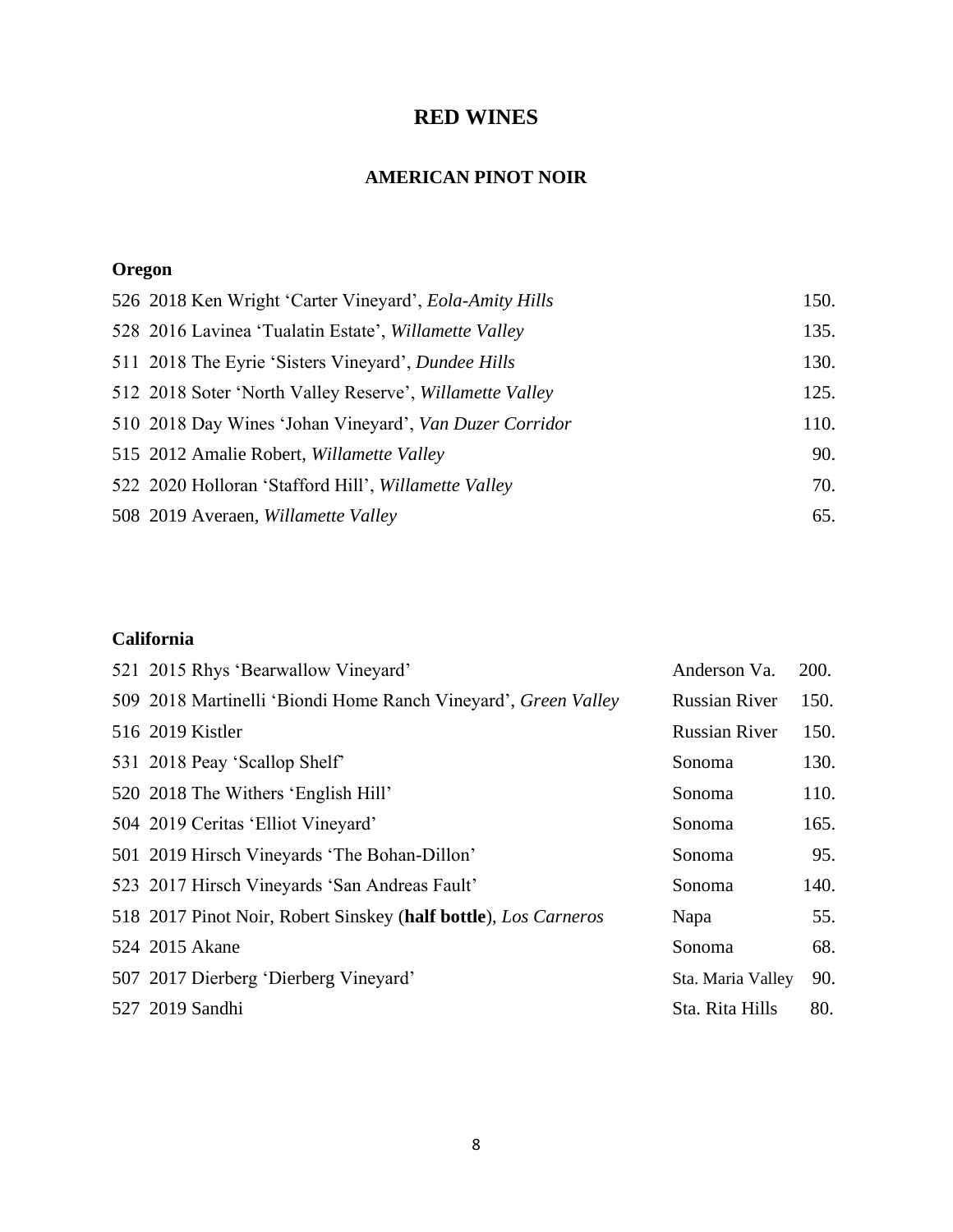# RED WINES

## AMERICAN PINOT NOIR

### Oregon

| | | |
|---|---|---|
| 526 | 2018 Ken Wright 'Carter Vineyard', *Eola-Amity Hills* | 150. |
| 528 | 2016 Lavinea 'Tualatin Estate', *Willamette Valley* | 135. |
| 511 | 2018 The Eyrie 'Sisters Vineyard', *Dundee Hills* | 130. |
| 512 | 2018 Soter 'North Valley Reserve', *Willamette Valley* | 125. |
| 510 | 2018 Day Wines 'Johan Vineyard', *Van Duzer Corridor* | 110. |
| 515 | 2012 Amalie Robert, *Willamette Valley* | 90. |
| 522 | 2020 Holloran 'Stafford Hill', *Willamette Valley* | 70. |
| 508 | 2019 Averaen, *Willamette Valley* | 65. |

### California

| | | | |
|---|---|---|---|
| 521 | 2015 Rhys 'Bearwallow Vineyard' | Anderson Va. | 200. |
| 509 | 2018 Martinelli 'Biondi Home Ranch Vineyard', *Green Valley* | Russian River | 150. |
| 516 | 2019 Kistler | Russian River | 150. |
| 531 | 2018 Peay 'Scallop Shelf' | Sonoma | 130. |
| 520 | 2018 The Withers 'English Hill' | Sonoma | 110. |
| 504 | 2019 Ceritas 'Elliot Vineyard' | Sonoma | 165. |
| 501 | 2019 Hirsch Vineyards 'The Bohan-Dillon' | Sonoma | 95. |
| 523 | 2017 Hirsch Vineyards 'San Andreas Fault' | Sonoma | 140. |
| 518 | 2017 Pinot Noir, Robert Sinskey (**half bottle**), *Los Carneros* | Napa | 55. |
| 524 | 2015 Akane | Sonoma | 68. |
| 507 | 2017 Dierberg 'Dierberg Vineyard' | Sta. Maria Valley | 90. |
| 527 | 2019 Sandhi | Sta. Rita Hills | 80. |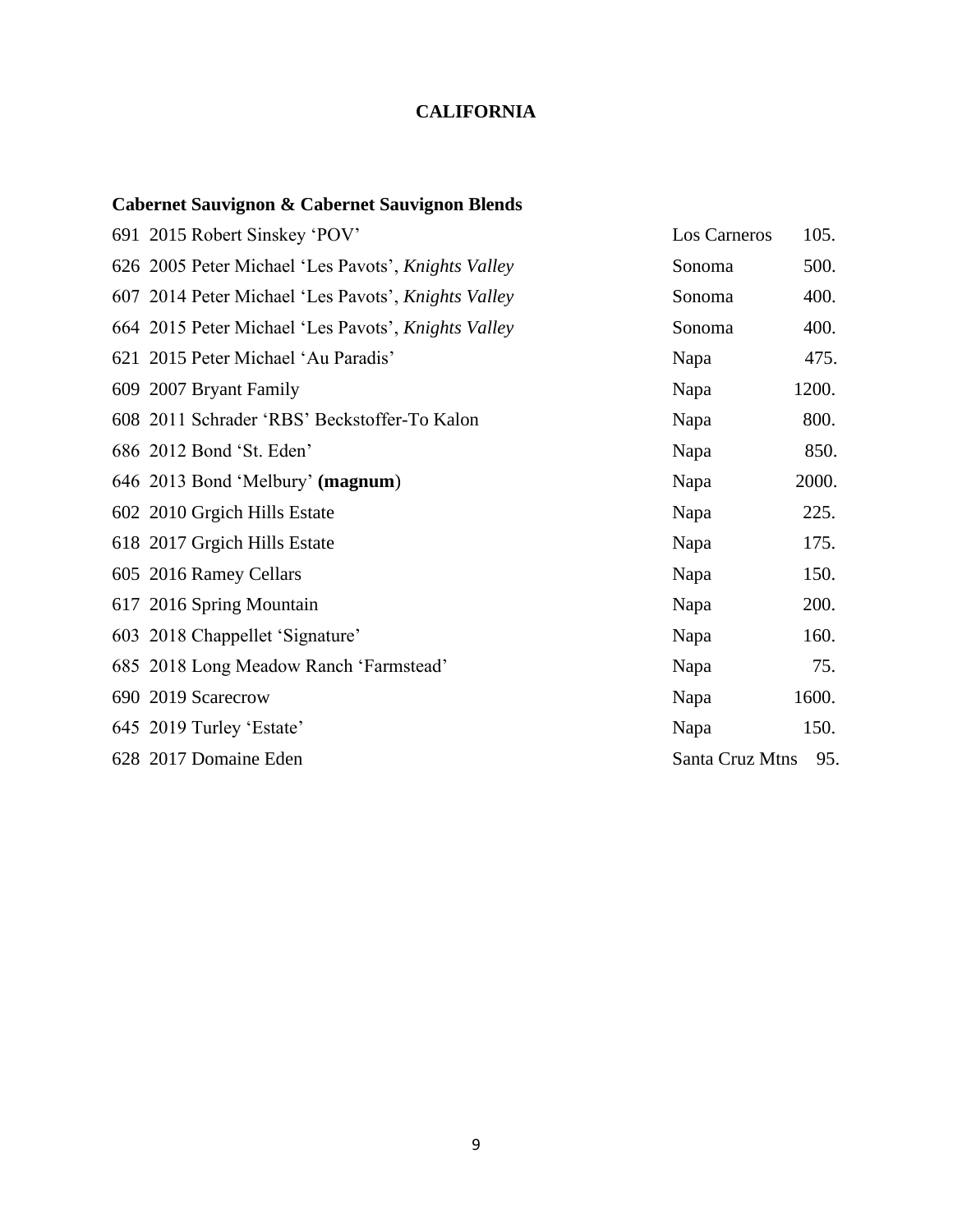# CALIFORNIA

## Cabernet Sauvignon & Cabernet Sauvignon Blends

| | | |
|---|---|---|
| 691 2015 Robert Sinskey 'POV' | Los Carneros | 105. |
| 626 2005 Peter Michael 'Les Pavots', *Knights Valley* | Sonoma | 500. |
| 607 2014 Peter Michael 'Les Pavots', *Knights Valley* | Sonoma | 400. |
| 664 2015 Peter Michael 'Les Pavots', *Knights Valley* | Sonoma | 400. |
| 621 2015 Peter Michael 'Au Paradis' | Napa | 475. |
| 609 2007 Bryant Family | Napa | 1200. |
| 608 2011 Schrader 'RBS' Beckstoffer-To Kalon | Napa | 800. |
| 686 2012 Bond 'St. Eden' | Napa | 850. |
| 646 2013 Bond 'Melbury' **(magnum**) | Napa | 2000. |
| 602 2010 Grgich Hills Estate | Napa | 225. |
| 618 2017 Grgich Hills Estate | Napa | 175. |
| 605 2016 Ramey Cellars | Napa | 150. |
| 617 2016 Spring Mountain | Napa | 200. |
| 603 2018 Chappellet 'Signature' | Napa | 160. |
| 685 2018 Long Meadow Ranch 'Farmstead' | Napa | 75. |
| 690 2019 Scarecrow | Napa | 1600. |
| 645 2019 Turley 'Estate' | Napa | 150. |
| 628 2017 Domaine Eden | Santa Cruz Mtns | 95. |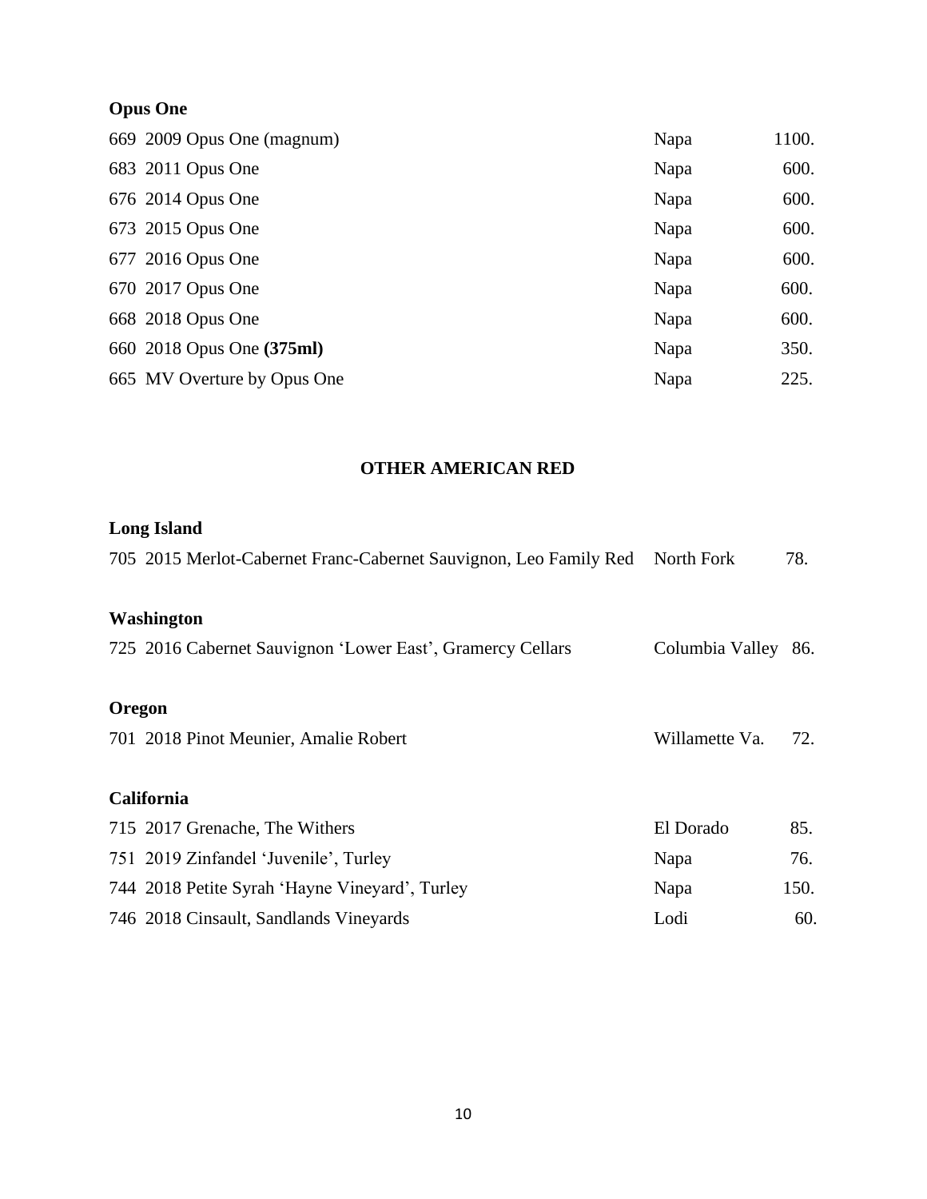**Opus One**

| | | |
|---|---|---|
| 669 2009 Opus One (magnum) | Napa | 1100. |
| 683 2011 Opus One | Napa | 600. |
| 676 2014 Opus One | Napa | 600. |
| 673 2015 Opus One | Napa | 600. |
| 677 2016 Opus One | Napa | 600. |
| 670 2017 Opus One | Napa | 600. |
| 668 2018 Opus One | Napa | 600. |
| 660 2018 Opus One **(375ml)** | Napa | 350. |
| 665 MV Overture by Opus One | Napa | 225. |

## OTHER AMERICAN RED

**Long Island**

| | | |
|---|---|---|
| 705 2015 Merlot-Cabernet Franc-Cabernet Sauvignon, Leo Family Red | North Fork | 78. |

**Washington**

| | | |
|---|---|---|
| 725 2016 Cabernet Sauvignon 'Lower East', Gramercy Cellars | Columbia Valley | 86. |

**Oregon**

| | | |
|---|---|---|
| 701 2018 Pinot Meunier, Amalie Robert | Willamette Va. | 72. |

**California**

| | | |
|---|---|---|
| 715 2017 Grenache, The Withers | El Dorado | 85. |
| 751 2019 Zinfandel 'Juvenile', Turley | Napa | 76. |
| 744 2018 Petite Syrah 'Hayne Vineyard', Turley | Napa | 150. |
| 746 2018 Cinsault, Sandlands Vineyards | Lodi | 60. |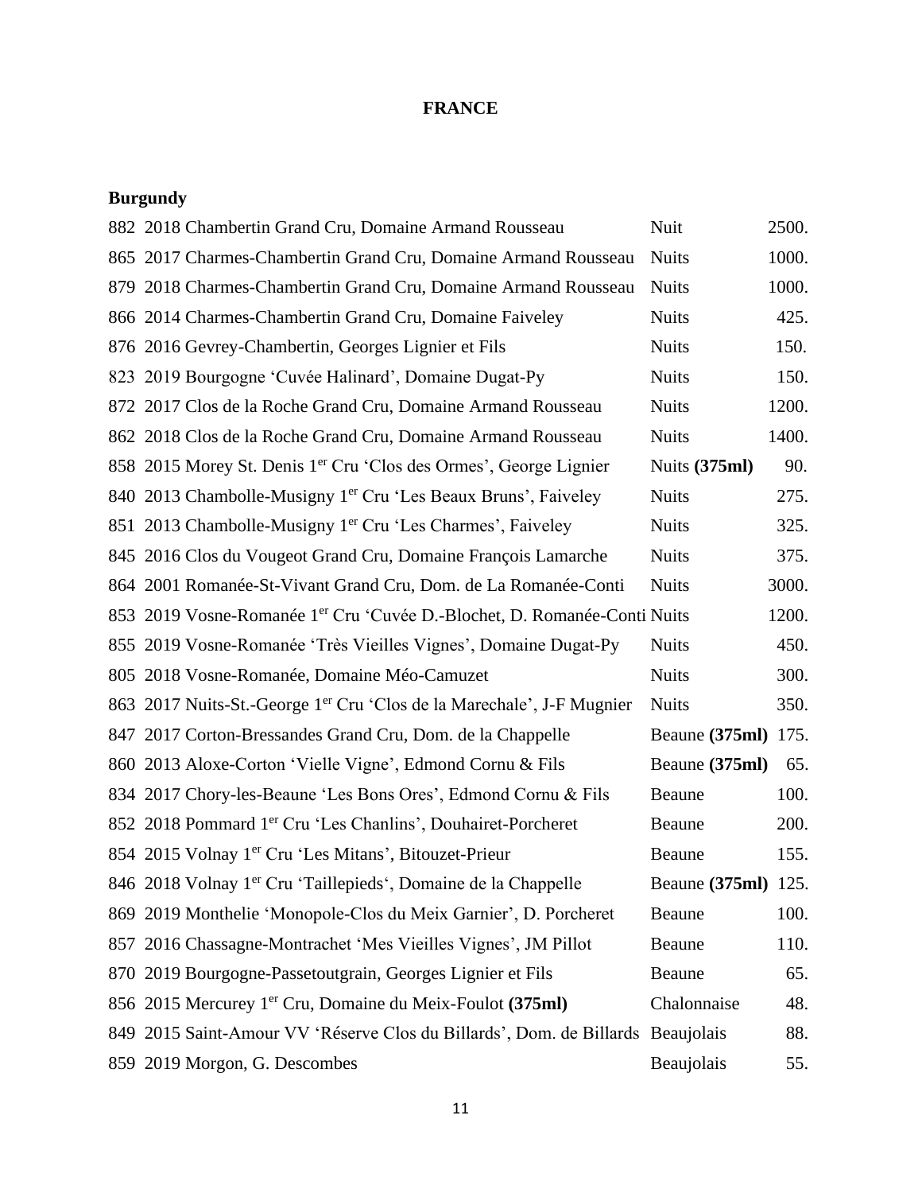# FRANCE

## Burgundy

| | | | |
|---|---|---|---|
| 882 | 2018 Chambertin Grand Cru, Domaine Armand Rousseau | Nuit | 2500. |
| 865 | 2017 Charmes-Chambertin Grand Cru, Domaine Armand Rousseau | Nuits | 1000. |
| 879 | 2018 Charmes-Chambertin Grand Cru, Domaine Armand Rousseau | Nuits | 1000. |
| 866 | 2014 Charmes-Chambertin Grand Cru, Domaine Faiveley | Nuits | 425. |
| 876 | 2016 Gevrey-Chambertin, Georges Lignier et Fils | Nuits | 150. |
| 823 | 2019 Bourgogne 'Cuvée Halinard', Domaine Dugat-Py | Nuits | 150. |
| 872 | 2017 Clos de la Roche Grand Cru, Domaine Armand Rousseau | Nuits | 1200. |
| 862 | 2018 Clos de la Roche Grand Cru, Domaine Armand Rousseau | Nuits | 1400. |
| 858 | 2015 Morey St. Denis 1er Cru 'Clos des Ormes', George Lignier | Nuits **(375ml)** | 90. |
| 840 | 2013 Chambolle-Musigny 1er Cru 'Les Beaux Bruns', Faiveley | Nuits | 275. |
| 851 | 2013 Chambolle-Musigny 1er Cru 'Les Charmes', Faiveley | Nuits | 325. |
| 845 | 2016 Clos du Vougeot Grand Cru, Domaine François Lamarche | Nuits | 375. |
| 864 | 2001 Romanée-St-Vivant Grand Cru, Dom. de La Romanée-Conti | Nuits | 3000. |
| 853 | 2019 Vosne-Romanée 1er Cru 'Cuvée D.-Blochet, D. Romanée-Conti | Nuits | 1200. |
| 855 | 2019 Vosne-Romanée 'Très Vieilles Vignes', Domaine Dugat-Py | Nuits | 450. |
| 805 | 2018 Vosne-Romanée, Domaine Méo-Camuzet | Nuits | 300. |
| 863 | 2017 Nuits-St.-George 1er Cru 'Clos de la Marechale', J-F Mugnier | Nuits | 350. |
| 847 | 2017 Corton-Bressandes Grand Cru, Dom. de la Chappelle | Beaune **(375ml)** | 175. |
| 860 | 2013 Aloxe-Corton 'Vielle Vigne', Edmond Cornu & Fils | Beaune **(375ml)** | 65. |
| 834 | 2017 Chory-les-Beaune 'Les Bons Ores', Edmond Cornu & Fils | Beaune | 100. |
| 852 | 2018 Pommard 1er Cru 'Les Chanlins', Douhairet-Porcheret | Beaune | 200. |
| 854 | 2015 Volnay 1er Cru 'Les Mitans', Bitouzet-Prieur | Beaune | 155. |
| 846 | 2018 Volnay 1er Cru 'Taillepieds', Domaine de la Chappelle | Beaune **(375ml)** | 125. |
| 869 | 2019 Monthelie 'Monopole-Clos du Meix Garnier', D. Porcheret | Beaune | 100. |
| 857 | 2016 Chassagne-Montrachet 'Mes Vieilles Vignes', JM Pillot | Beaune | 110. |
| 870 | 2019 Bourgogne-Passetoutgrain, Georges Lignier et Fils | Beaune | 65. |
| 856 | 2015 Mercurey 1er Cru, Domaine du Meix-Foulot **(375ml)** | Chalonnaise | 48. |
| 849 | 2015 Saint-Amour VV 'Réserve Clos du Billards', Dom. de Billards | Beaujolais | 88. |
| 859 | 2019 Morgon, G. Descombes | Beaujolais | 55. |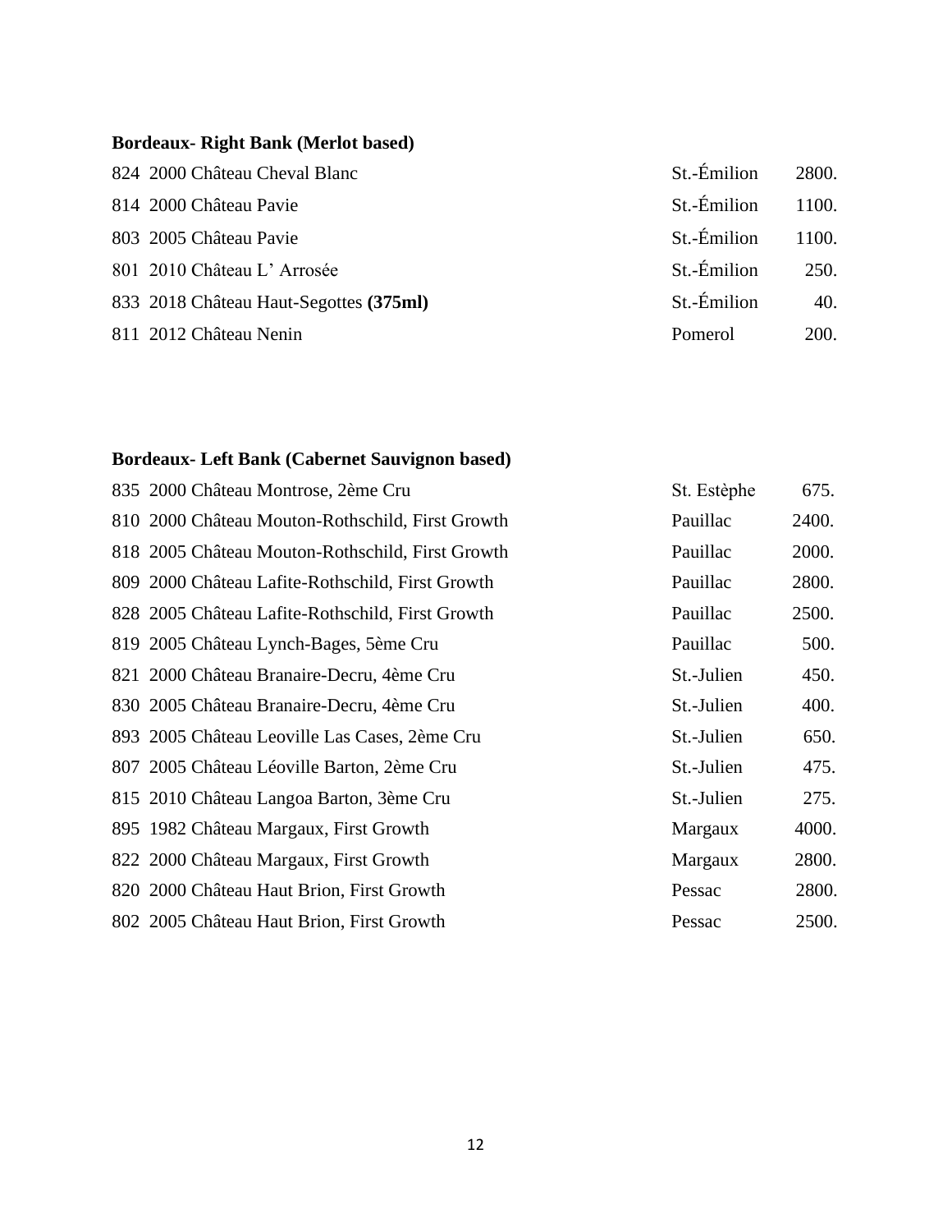**Bordeaux- Right Bank (Merlot based)**

| | | |
|---|---|---|
| 824 2000 Château Cheval Blanc | St.-Émilion | 2800. |
| 814 2000 Château Pavie | St.-Émilion | 1100. |
| 803 2005 Château Pavie | St.-Émilion | 1100. |
| 801 2010 Château L' Arrosée | St.-Émilion | 250. |
| 833 2018 Château Haut-Segottes **(375ml)** | St.-Émilion | 40. |
| 811 2012 Château Nenin | Pomerol | 200. |

**Bordeaux- Left Bank (Cabernet Sauvignon based)**

| | | |
|---|---|---|
| 835 2000 Château Montrose, 2ème Cru | St. Estèphe | 675. |
| 810 2000 Château Mouton-Rothschild, First Growth | Pauillac | 2400. |
| 818 2005 Château Mouton-Rothschild, First Growth | Pauillac | 2000. |
| 809 2000 Château Lafite-Rothschild, First Growth | Pauillac | 2800. |
| 828 2005 Château Lafite-Rothschild, First Growth | Pauillac | 2500. |
| 819 2005 Château Lynch-Bages, 5ème Cru | Pauillac | 500. |
| 821 2000 Château Branaire-Decru, 4ème Cru | St.-Julien | 450. |
| 830 2005 Château Branaire-Decru, 4ème Cru | St.-Julien | 400. |
| 893 2005 Château Leoville Las Cases, 2ème Cru | St.-Julien | 650. |
| 807 2005 Château Léoville Barton, 2ème Cru | St.-Julien | 475. |
| 815 2010 Château Langoa Barton, 3ème Cru | St.-Julien | 275. |
| 895 1982 Château Margaux, First Growth | Margaux | 4000. |
| 822 2000 Château Margaux, First Growth | Margaux | 2800. |
| 820 2000 Château Haut Brion, First Growth | Pessac | 2800. |
| 802 2005 Château Haut Brion, First Growth | Pessac | 2500. |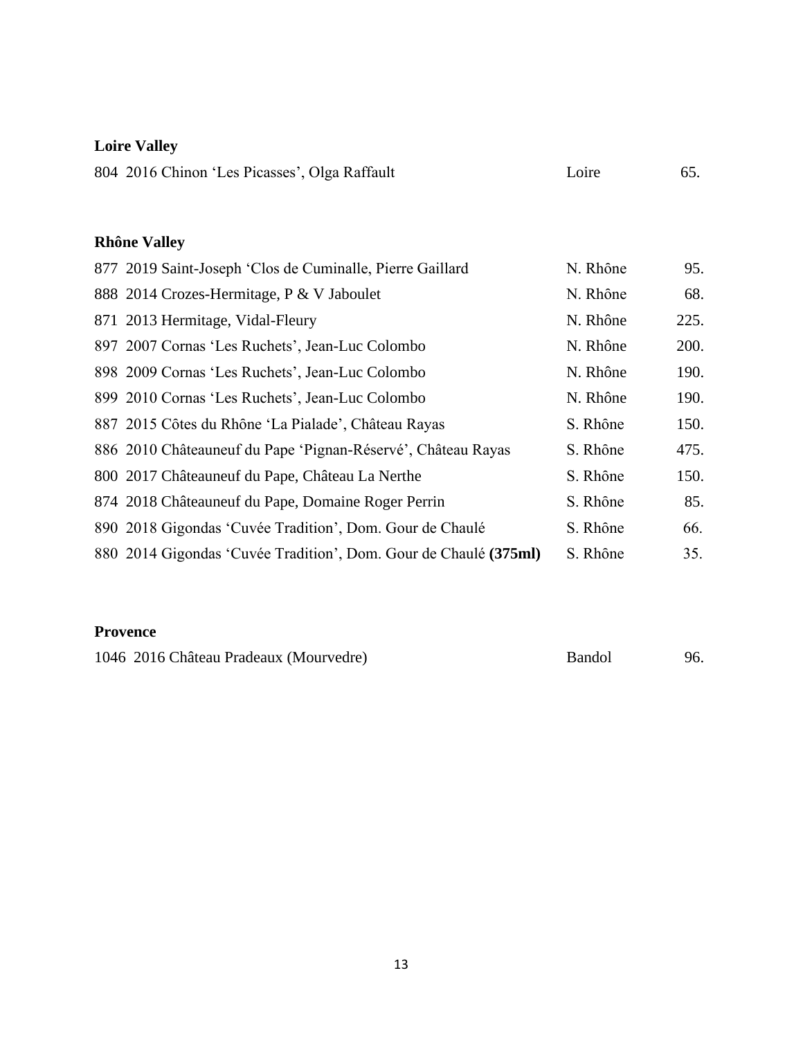### Loire Valley

| | | |
|---|---|---|
| 804 2016 Chinon 'Les Picasses', Olga Raffault | Loire | 65. |

### Rhône Valley

| | | |
|---|---|---|
| 877 2019 Saint-Joseph 'Clos de Cuminalle, Pierre Gaillard | N. Rhône | 95. |
| 888 2014 Crozes-Hermitage, P & V Jaboulet | N. Rhône | 68. |
| 871 2013 Hermitage, Vidal-Fleury | N. Rhône | 225. |
| 897 2007 Cornas 'Les Ruchets', Jean-Luc Colombo | N. Rhône | 200. |
| 898 2009 Cornas 'Les Ruchets', Jean-Luc Colombo | N. Rhône | 190. |
| 899 2010 Cornas 'Les Ruchets', Jean-Luc Colombo | N. Rhône | 190. |
| 887 2015 Côtes du Rhône 'La Pialade', Château Rayas | S. Rhône | 150. |
| 886 2010 Châteauneuf du Pape 'Pignan-Réservé', Château Rayas | S. Rhône | 475. |
| 800 2017 Châteauneuf du Pape, Château La Nerthe | S. Rhône | 150. |
| 874 2018 Châteauneuf du Pape, Domaine Roger Perrin | S. Rhône | 85. |
| 890 2018 Gigondas 'Cuvée Tradition', Dom. Gour de Chaulé | S. Rhône | 66. |
| 880 2014 Gigondas 'Cuvée Tradition', Dom. Gour de Chaulé **(375ml)** | S. Rhône | 35. |

### Provence

| | | |
|---|---|---|
| 1046 2016 Château Pradeaux (Mourvedre) | Bandol | 96. |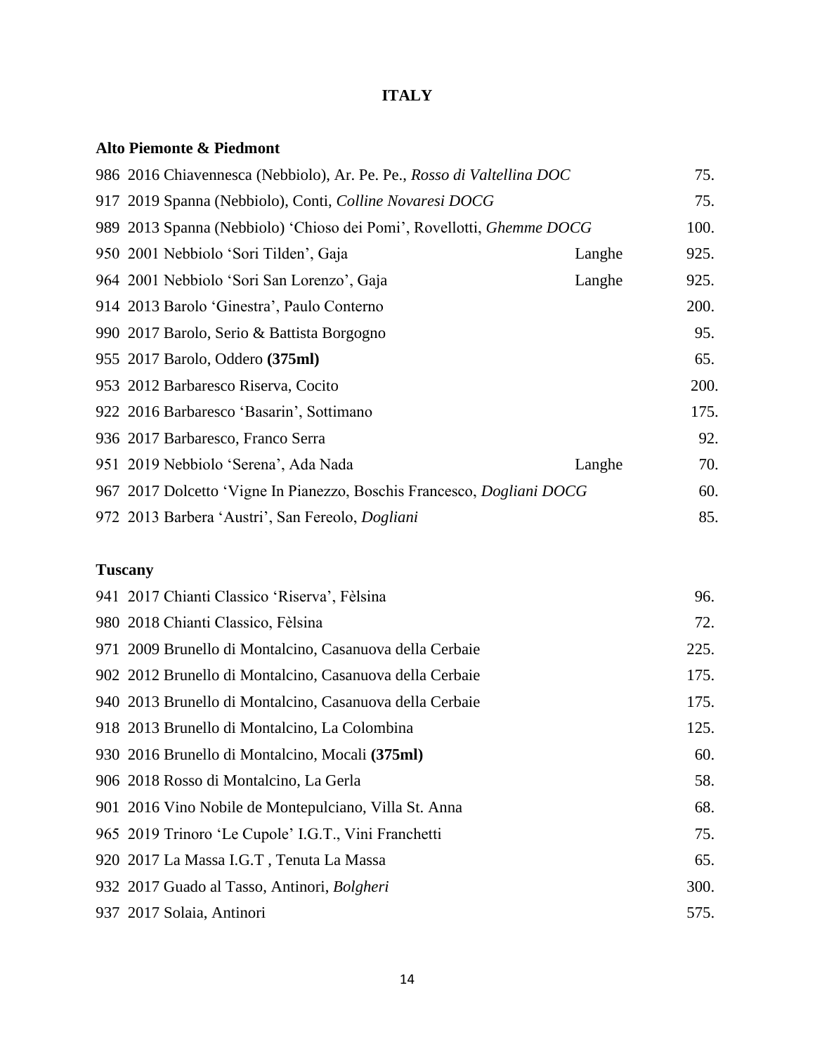# ITALY

## Alto Piemonte & Piedmont

| | | | |
|---|---|---|---|
| 986 | 2016 Chiavennesca (Nebbiolo), Ar. Pe. Pe., *Rosso di Valtellina DOC* | | 75. |
| 917 | 2019 Spanna (Nebbiolo), Conti, *Colline Novaresi DOCG* | | 75. |
| 989 | 2013 Spanna (Nebbiolo) 'Chioso dei Pomi', Rovellotti, *Ghemme DOCG* | | 100. |
| 950 | 2001 Nebbiolo 'Sori Tilden', Gaja | Langhe | 925. |
| 964 | 2001 Nebbiolo 'Sori San Lorenzo', Gaja | Langhe | 925. |
| 914 | 2013 Barolo 'Ginestra', Paulo Conterno | | 200. |
| 990 | 2017 Barolo, Serio & Battista Borgogno | | 95. |
| 955 | 2017 Barolo, Oddero **(375ml)** | | 65. |
| 953 | 2012 Barbaresco Riserva, Cocito | | 200. |
| 922 | 2016 Barbaresco 'Basarin', Sottimano | | 175. |
| 936 | 2017 Barbaresco, Franco Serra | | 92. |
| 951 | 2019 Nebbiolo 'Serena', Ada Nada | Langhe | 70. |
| 967 | 2017 Dolcetto 'Vigne In Pianezzo, Boschis Francesco, *Dogliani DOCG* | | 60. |
| 972 | 2013 Barbera 'Austri', San Fereolo, *Dogliani* | | 85. |

## Tuscany

| | | |
|---|---|---|
| 941 | 2017 Chianti Classico 'Riserva', Fèlsina | 96. |
| 980 | 2018 Chianti Classico, Fèlsina | 72. |
| 971 | 2009 Brunello di Montalcino, Casanuova della Cerbaie | 225. |
| 902 | 2012 Brunello di Montalcino, Casanuova della Cerbaie | 175. |
| 940 | 2013 Brunello di Montalcino, Casanuova della Cerbaie | 175. |
| 918 | 2013 Brunello di Montalcino, La Colombina | 125. |
| 930 | 2016 Brunello di Montalcino, Mocali **(375ml)** | 60. |
| 906 | 2018 Rosso di Montalcino, La Gerla | 58. |
| 901 | 2016 Vino Nobile de Montepulciano, Villa St. Anna | 68. |
| 965 | 2019 Trinoro 'Le Cupole' I.G.T., Vini Franchetti | 75. |
| 920 | 2017 La Massa I.G.T , Tenuta La Massa | 65. |
| 932 | 2017 Guado al Tasso, Antinori, *Bolgheri* | 300. |
| 937 | 2017 Solaia, Antinori | 575. |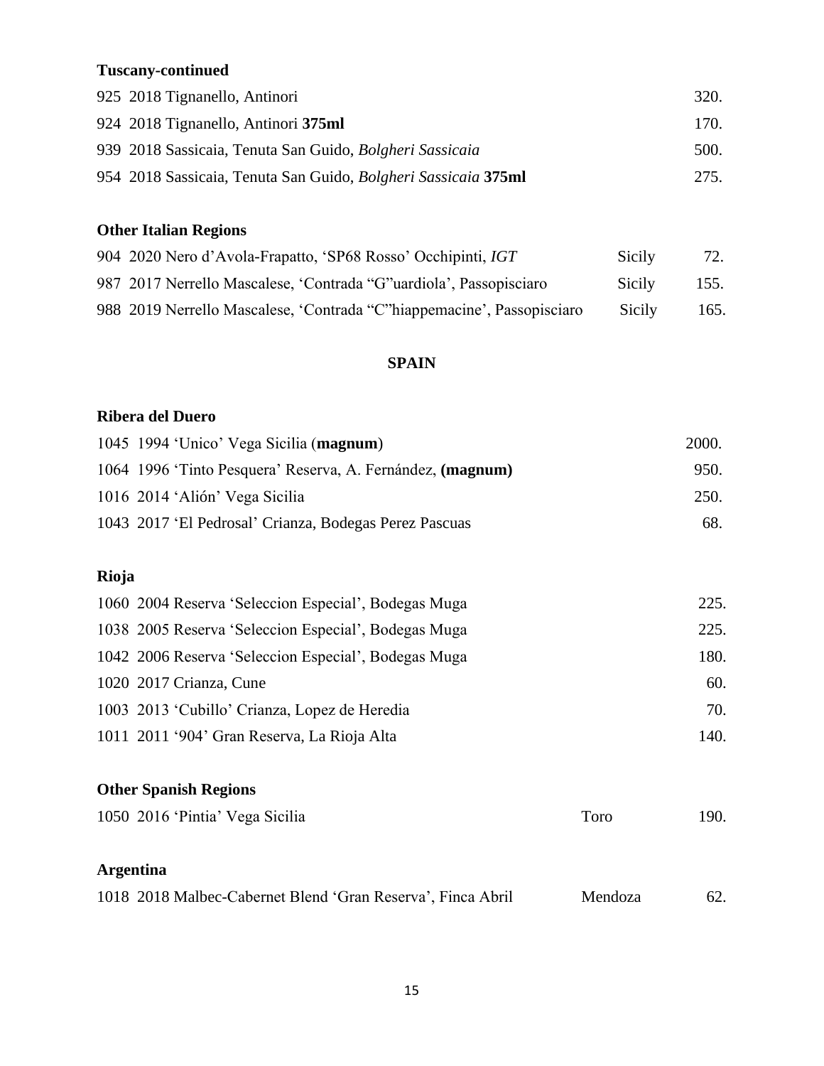### Tuscany-continued

| | | |
|---|---|---|
| 925 2018 Tignanello, Antinori | | 320. |
| 924 2018 Tignanello, Antinori **375ml** | | 170. |
| 939 2018 Sassicaia, Tenuta San Guido, *Bolgheri Sassicaia* | | 500. |
| 954 2018 Sassicaia, Tenuta San Guido, *Bolgheri Sassicaia* **375ml** | | 275. |

### Other Italian Regions

| | | |
|---|---|---|
| 904 2020 Nero d'Avola-Frapatto, 'SP68 Rosso' Occhipinti, *IGT* | Sicily | 72. |
| 987 2017 Nerrello Mascalese, 'Contrada "G"uardiola', Passopisciaro | Sicily | 155. |
| 988 2019 Nerrello Mascalese, 'Contrada "C"hiappemacine', Passopisciaro | Sicily | 165. |

## SPAIN

### Ribera del Duero

| | | |
|---|---|---|
| 1045 1994 'Unico' Vega Sicilia (**magnum**) | | 2000. |
| 1064 1996 'Tinto Pesquera' Reserva, A. Fernández, **(magnum)** | | 950. |
| 1016 2014 'Alión' Vega Sicilia | | 250. |
| 1043 2017 'El Pedrosal' Crianza, Bodegas Perez Pascuas | | 68. |

### Rioja

| | | |
|---|---|---|
| 1060 2004 Reserva 'Seleccion Especial', Bodegas Muga | | 225. |
| 1038 2005 Reserva 'Seleccion Especial', Bodegas Muga | | 225. |
| 1042 2006 Reserva 'Seleccion Especial', Bodegas Muga | | 180. |
| 1020 2017 Crianza, Cune | | 60. |
| 1003 2013 'Cubillo' Crianza, Lopez de Heredia | | 70. |
| 1011 2011 '904' Gran Reserva, La Rioja Alta | | 140. |

### Other Spanish Regions

| | | |
|---|---|---|
| 1050 2016 'Pintia' Vega Sicilia | Toro | 190. |

### Argentina

| | | |
|---|---|---|
| 1018 2018 Malbec-Cabernet Blend 'Gran Reserva', Finca Abril | Mendoza | 62. |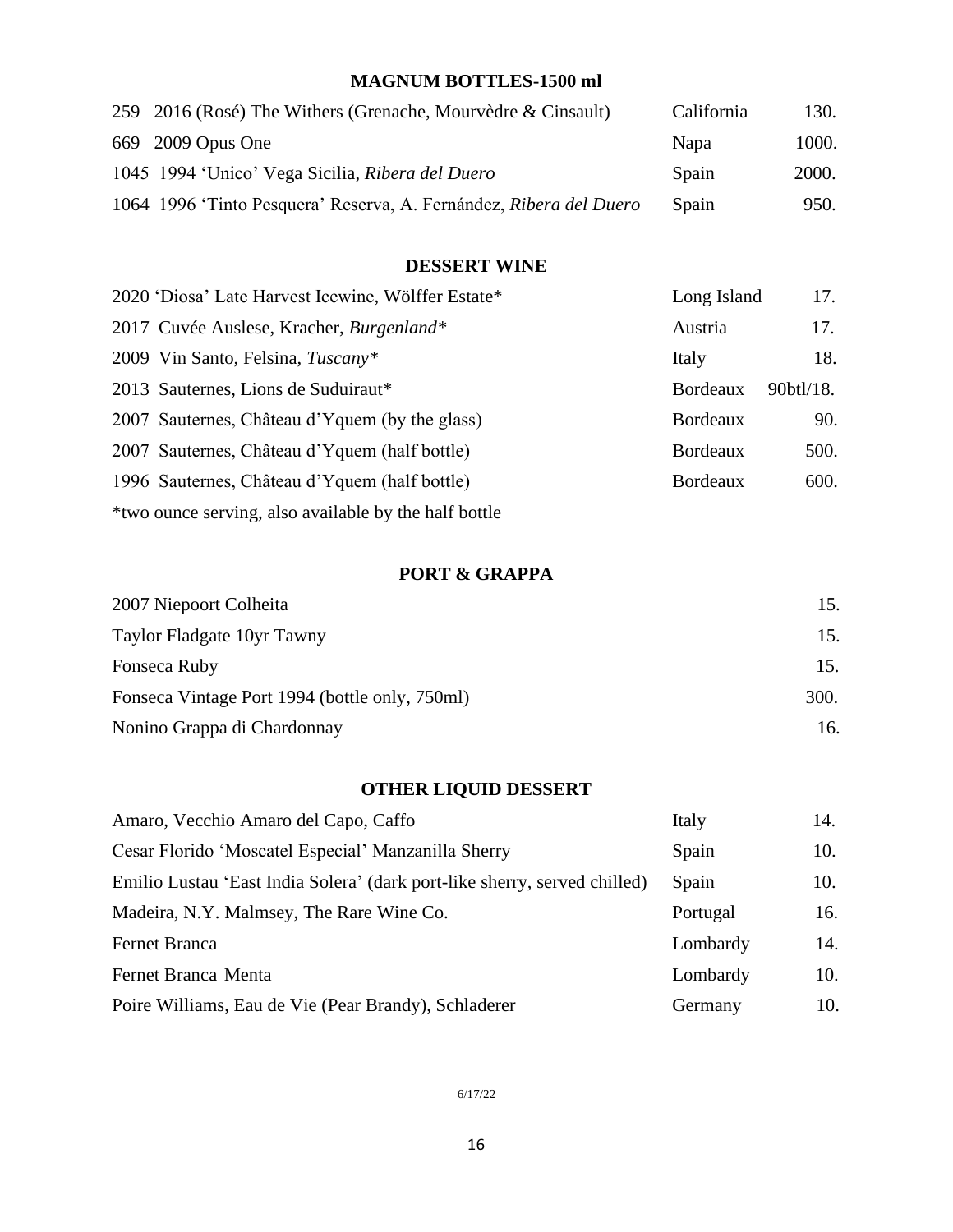## MAGNUM BOTTLES-1500 ml

| | | |
|---|---|---|
| 259 2016 (Rosé) The Withers (Grenache, Mourvèdre & Cinsault) | California | 130. |
| 669 2009 Opus One | Napa | 1000. |
| 1045 1994 'Unico' Vega Sicilia, *Ribera del Duero* | Spain | 2000. |
| 1064 1996 'Tinto Pesquera' Reserva, A. Fernández, *Ribera del Duero* | Spain | 950. |

## DESSERT WINE

| | | |
|---|---|---|
| 2020 'Diosa' Late Harvest Icewine, Wölffer Estate* | Long Island | 17. |
| 2017 Cuvée Auslese, Kracher, *Burgenland** | Austria | 17. |
| 2009 Vin Santo, Felsina, *Tuscany** | Italy | 18. |
| 2013 Sauternes, Lions de Suduiraut* | Bordeaux | 90btl/18. |
| 2007 Sauternes, Château d'Yquem (by the glass) | Bordeaux | 90. |
| 2007 Sauternes, Château d'Yquem (half bottle) | Bordeaux | 500. |
| 1996 Sauternes, Château d'Yquem (half bottle) | Bordeaux | 600. |

*two ounce serving, also available by the half bottle

## PORT & GRAPPA

| | |
|---|---|
| 2007 Niepoort Colheita | 15. |
| Taylor Fladgate 10yr Tawny | 15. |
| Fonseca Ruby | 15. |
| Fonseca Vintage Port 1994 (bottle only, 750ml) | 300. |
| Nonino Grappa di Chardonnay | 16. |

## OTHER LIQUID DESSERT

| | | |
|---|---|---|
| Amaro, Vecchio Amaro del Capo, Caffo | Italy | 14. |
| Cesar Florido 'Moscatel Especial' Manzanilla Sherry | Spain | 10. |
| Emilio Lustau 'East India Solera' (dark port-like sherry, served chilled) | Spain | 10. |
| Madeira, N.Y. Malmsey, The Rare Wine Co. | Portugal | 16. |
| Fernet Branca | Lombardy | 14. |
| Fernet Branca Menta | Lombardy | 10. |
| Poire Williams, Eau de Vie (Pear Brandy), Schladerer | Germany | 10. |

6/17/22